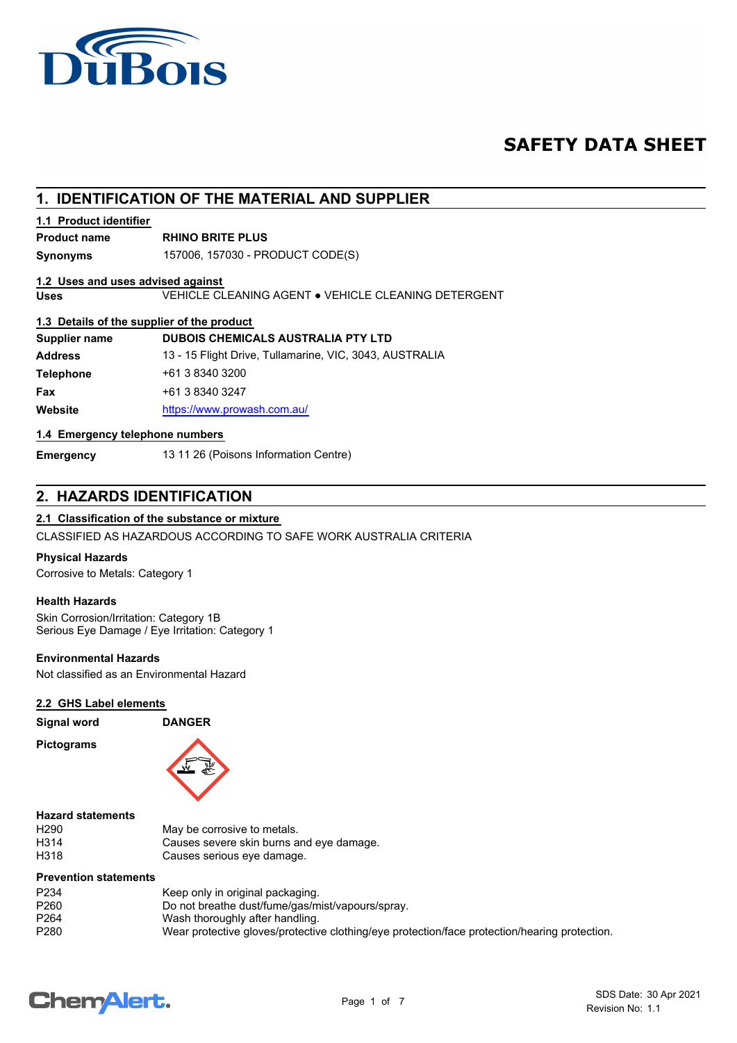# SAFETY DATA SHEET

## 1. IDENTIFICATION OF THE MATERIAL AND SUPPLIER

### 1.1 Product identifier

**Product name** **RHINO BRITE PLUS**

**Synonyms** 157006, 157030 - PRODUCT CODE(S)

### 1.2 Uses and uses advised against

**Uses** VEHICLE CLEANING AGENT ● VEHICLE CLEANING DETERGENT

### 1.3 Details of the supplier of the product

| | |
|---|---|
| **Supplier name** | **DUBOIS CHEMICALS AUSTRALIA PTY LTD** |
| **Address** | 13 - 15 Flight Drive, Tullamarine, VIC, 3043, AUSTRALIA |
| **Telephone** | +61 3 8340 3200 |
| **Fax** | +61 3 8340 3247 |
| **Website** | https://www.prowash.com.au/ |

### 1.4 Emergency telephone numbers

**Emergency** 13 11 26 (Poisons Information Centre)

## 2. HAZARDS IDENTIFICATION

### 2.1 Classification of the substance or mixture

CLASSIFIED AS HAZARDOUS ACCORDING TO SAFE WORK AUSTRALIA CRITERIA

**Physical Hazards**

Corrosive to Metals: Category 1

**Health Hazards**

Skin Corrosion/Irritation: Category 1B
Serious Eye Damage / Eye Irritation: Category 1

**Environmental Hazards**

Not classified as an Environmental Hazard

### 2.2 GHS Label elements

**Signal word** **DANGER**

**Pictograms**

**Hazard statements**

| | |
|---|---|
| H290 | May be corrosive to metals. |
| H314 | Causes severe skin burns and eye damage. |
| H318 | Causes serious eye damage. |

**Prevention statements**

| | |
|---|---|
| P234 | Keep only in original packaging. |
| P260 | Do not breathe dust/fume/gas/mist/vapours/spray. |
| P264 | Wash thoroughly after handling. |
| P280 | Wear protective gloves/protective clothing/eye protection/face protection/hearing protection. |

SDS Date: 30 Apr 2021
Revision No: 1.1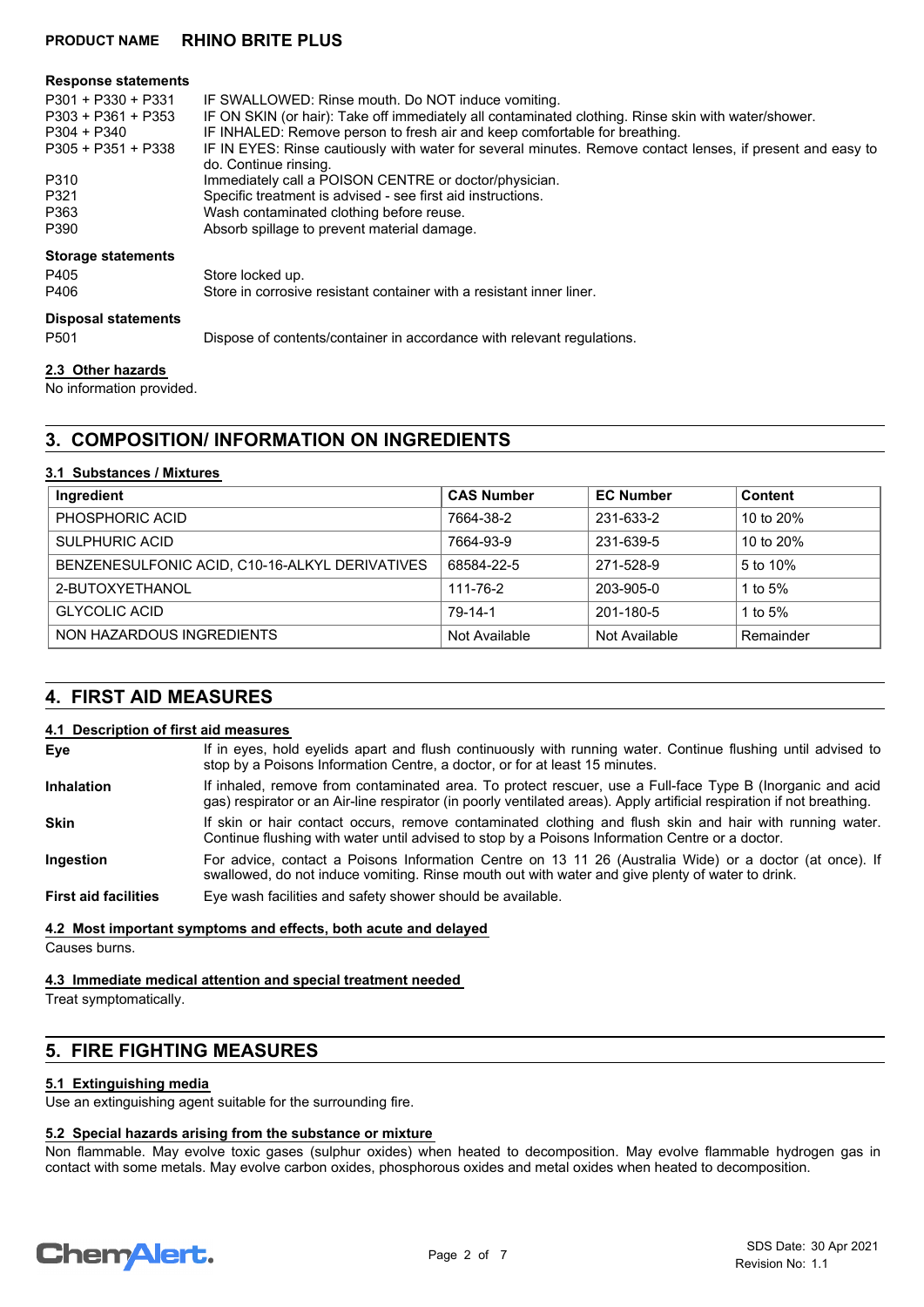### Response statements

| | |
|---|---|
| P301 + P330 + P331 | IF SWALLOWED: Rinse mouth. Do NOT induce vomiting. |
| P303 + P361 + P353 | IF ON SKIN (or hair): Take off immediately all contaminated clothing. Rinse skin with water/shower. |
| P304 + P340 | IF INHALED: Remove person to fresh air and keep comfortable for breathing. |
| P305 + P351 + P338 | IF IN EYES: Rinse cautiously with water for several minutes. Remove contact lenses, if present and easy to do. Continue rinsing. |
| P310 | Immediately call a POISON CENTRE or doctor/physician. |
| P321 | Specific treatment is advised - see first aid instructions. |
| P363 | Wash contaminated clothing before reuse. |
| P390 | Absorb spillage to prevent material damage. |

### Storage statements

| | |
|---|---|
| P405 | Store locked up. |
| P406 | Store in corrosive resistant container with a resistant inner liner. |

### Disposal statements

| | |
|---|---|
| P501 | Dispose of contents/container in accordance with relevant regulations. |

### 2.3 Other hazards

No information provided.

## 3. COMPOSITION/ INFORMATION ON INGREDIENTS

### 3.1 Substances / Mixtures

| Ingredient | CAS Number | EC Number | Content |
|---|---|---|---|
| PHOSPHORIC ACID | 7664-38-2 | 231-633-2 | 10 to 20% |
| SULPHURIC ACID | 7664-93-9 | 231-639-5 | 10 to 20% |
| BENZENESULFONIC ACID, C10-16-ALKYL DERIVATIVES | 68584-22-5 | 271-528-9 | 5 to 10% |
| 2-BUTOXYETHANOL | 111-76-2 | 203-905-0 | 1 to 5% |
| GLYCOLIC ACID | 79-14-1 | 201-180-5 | 1 to 5% |
| NON HAZARDOUS INGREDIENTS | Not Available | Not Available | Remainder |

## 4. FIRST AID MEASURES

### 4.1 Description of first aid measures

**Eye** If in eyes, hold eyelids apart and flush continuously with running water. Continue flushing until advised to stop by a Poisons Information Centre, a doctor, or for at least 15 minutes.

**Inhalation** If inhaled, remove from contaminated area. To protect rescuer, use a Full-face Type B (Inorganic and acid gas) respirator or an Air-line respirator (in poorly ventilated areas). Apply artificial respiration if not breathing.

**Skin** If skin or hair contact occurs, remove contaminated clothing and flush skin and hair with running water. Continue flushing with water until advised to stop by a Poisons Information Centre or a doctor.

**Ingestion** For advice, contact a Poisons Information Centre on 13 11 26 (Australia Wide) or a doctor (at once). If swallowed, do not induce vomiting. Rinse mouth out with water and give plenty of water to drink.

**First aid facilities** Eye wash facilities and safety shower should be available.

### 4.2 Most important symptoms and effects, both acute and delayed

Causes burns.

### 4.3 Immediate medical attention and special treatment needed

Treat symptomatically.

## 5. FIRE FIGHTING MEASURES

### 5.1 Extinguishing media

Use an extinguishing agent suitable for the surrounding fire.

### 5.2 Special hazards arising from the substance or mixture

Non flammable. May evolve toxic gases (sulphur oxides) when heated to decomposition. May evolve flammable hydrogen gas in contact with some metals. May evolve carbon oxides, phosphorous oxides and metal oxides when heated to decomposition.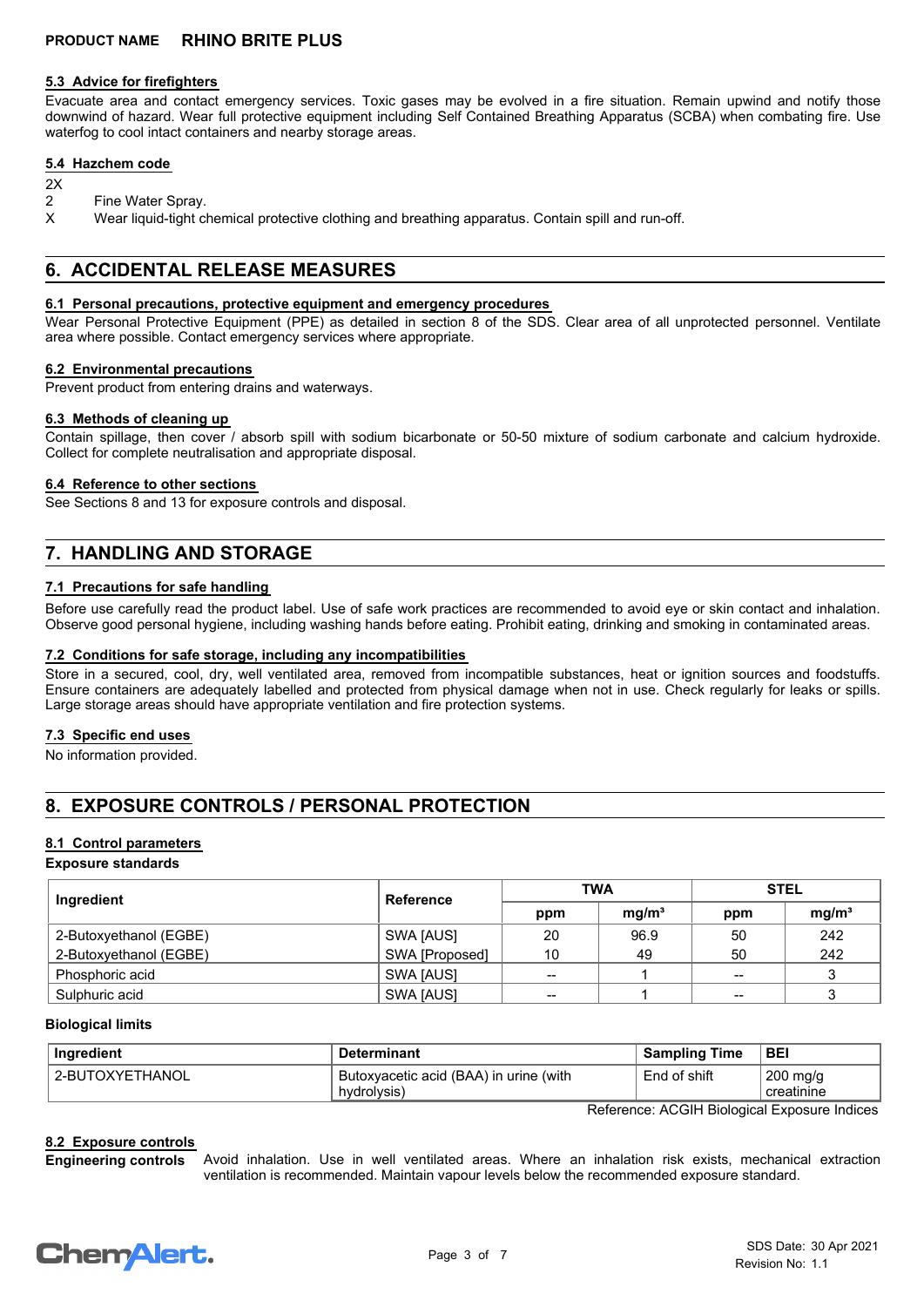### 5.3 Advice for firefighters

Evacuate area and contact emergency services. Toxic gases may be evolved in a fire situation. Remain upwind and notify those downwind of hazard. Wear full protective equipment including Self Contained Breathing Apparatus (SCBA) when combating fire. Use waterfog to cool intact containers and nearby storage areas.

### 5.4 Hazchem code

2X

2 Fine Water Spray.

X Wear liquid-tight chemical protective clothing and breathing apparatus. Contain spill and run-off.

## 6. ACCIDENTAL RELEASE MEASURES

### 6.1 Personal precautions, protective equipment and emergency procedures

Wear Personal Protective Equipment (PPE) as detailed in section 8 of the SDS. Clear area of all unprotected personnel. Ventilate area where possible. Contact emergency services where appropriate.

### 6.2 Environmental precautions

Prevent product from entering drains and waterways.

### 6.3 Methods of cleaning up

Contain spillage, then cover / absorb spill with sodium bicarbonate or 50-50 mixture of sodium carbonate and calcium hydroxide. Collect for complete neutralisation and appropriate disposal.

### 6.4 Reference to other sections

See Sections 8 and 13 for exposure controls and disposal.

## 7. HANDLING AND STORAGE

### 7.1 Precautions for safe handling

Before use carefully read the product label. Use of safe work practices are recommended to avoid eye or skin contact and inhalation. Observe good personal hygiene, including washing hands before eating. Prohibit eating, drinking and smoking in contaminated areas.

### 7.2 Conditions for safe storage, including any incompatibilities

Store in a secured, cool, dry, well ventilated area, removed from incompatible substances, heat or ignition sources and foodstuffs. Ensure containers are adequately labelled and protected from physical damage when not in use. Check regularly for leaks or spills. Large storage areas should have appropriate ventilation and fire protection systems.

### 7.3 Specific end uses

No information provided.

## 8. EXPOSURE CONTROLS / PERSONAL PROTECTION

### 8.1 Control parameters

**Exposure standards**

| Ingredient | Reference | TWA | | STEL | |
|---|---|---|---|---|---|
| | | ppm | mg/m³ | ppm | mg/m³ |
| 2-Butoxyethanol (EGBE) | SWA [AUS] | 20 | 96.9 | 50 | 242 |
| 2-Butoxyethanol (EGBE) | SWA [Proposed] | 10 | 49 | 50 | 242 |
| Phosphoric acid | SWA [AUS] | -- | 1 | -- | 3 |
| Sulphuric acid | SWA [AUS] | -- | 1 | -- | 3 |

**Biological limits**

| Ingredient | Determinant | Sampling Time | BEI |
|---|---|---|---|
| 2-BUTOXYETHANOL | Butoxyacetic acid (BAA) in urine (with hydrolysis) | End of shift | 200 mg/g creatinine |

Reference: ACGIH Biological Exposure Indices

### 8.2 Exposure controls

**Engineering controls** Avoid inhalation. Use in well ventilated areas. Where an inhalation risk exists, mechanical extraction ventilation is recommended. Maintain vapour levels below the recommended exposure standard.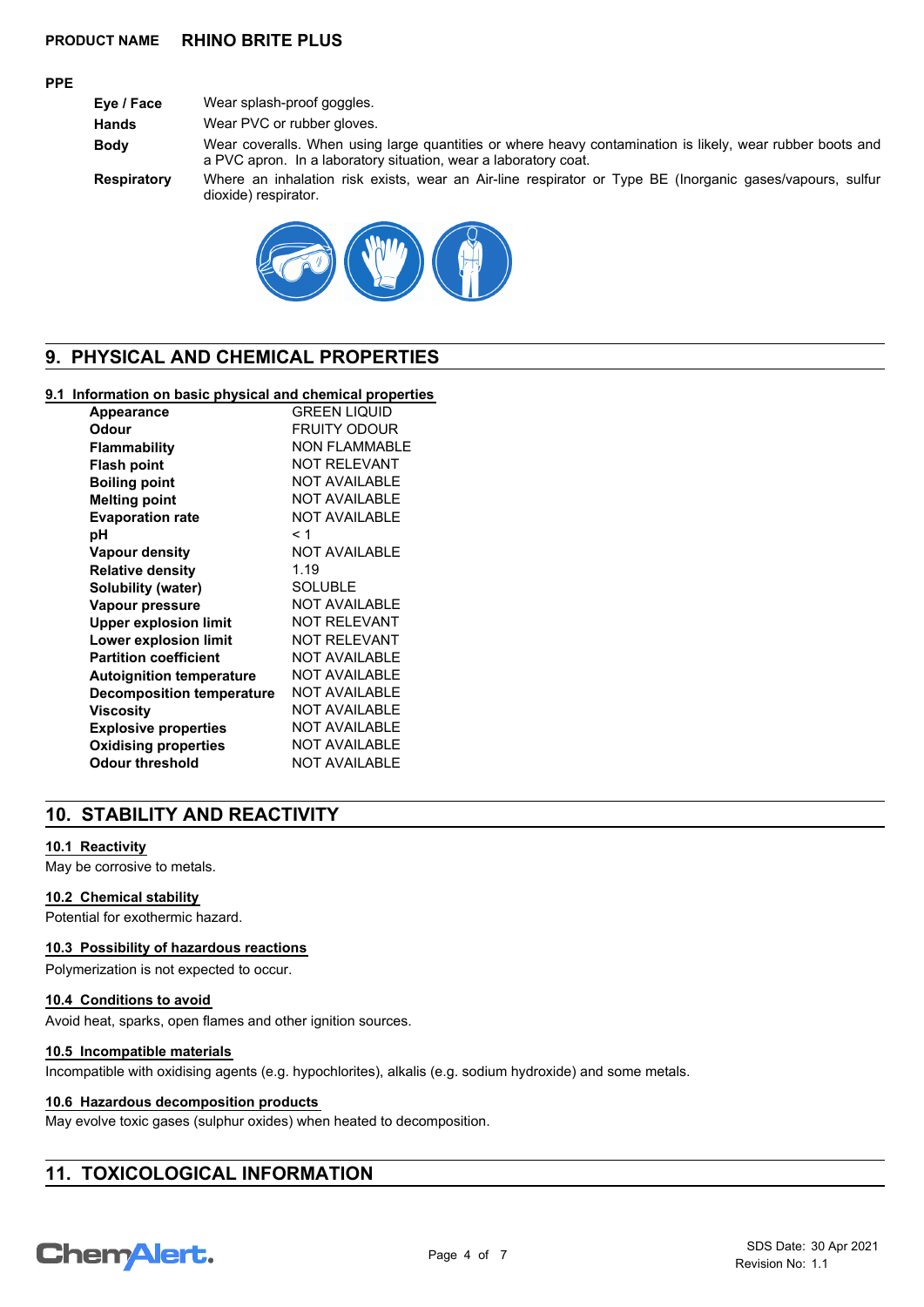**PRODUCT NAME** **RHINO BRITE PLUS**

**PPE**

| | |
|---|---|
| **Eye / Face** | Wear splash-proof goggles. |
| **Hands** | Wear PVC or rubber gloves. |
| **Body** | Wear coveralls. When using large quantities or where heavy contamination is likely, wear rubber boots and a PVC apron. In a laboratory situation, wear a laboratory coat. |
| **Respiratory** | Where an inhalation risk exists, wear an Air-line respirator or Type BE (Inorganic gases/vapours, sulfur dioxide) respirator. |

## 9. PHYSICAL AND CHEMICAL PROPERTIES

### 9.1 Information on basic physical and chemical properties

| | |
|---|---|
| **Appearance** | GREEN LIQUID |
| **Odour** | FRUITY ODOUR |
| **Flammability** | NON FLAMMABLE |
| **Flash point** | NOT RELEVANT |
| **Boiling point** | NOT AVAILABLE |
| **Melting point** | NOT AVAILABLE |
| **Evaporation rate** | NOT AVAILABLE |
| **pH** | < 1 |
| **Vapour density** | NOT AVAILABLE |
| **Relative density** | 1.19 |
| **Solubility (water)** | SOLUBLE |
| **Vapour pressure** | NOT AVAILABLE |
| **Upper explosion limit** | NOT RELEVANT |
| **Lower explosion limit** | NOT RELEVANT |
| **Partition coefficient** | NOT AVAILABLE |
| **Autoignition temperature** | NOT AVAILABLE |
| **Decomposition temperature** | NOT AVAILABLE |
| **Viscosity** | NOT AVAILABLE |
| **Explosive properties** | NOT AVAILABLE |
| **Oxidising properties** | NOT AVAILABLE |
| **Odour threshold** | NOT AVAILABLE |

## 10. STABILITY AND REACTIVITY

### 10.1 Reactivity

May be corrosive to metals.

### 10.2 Chemical stability

Potential for exothermic hazard.

### 10.3 Possibility of hazardous reactions

Polymerization is not expected to occur.

### 10.4 Conditions to avoid

Avoid heat, sparks, open flames and other ignition sources.

### 10.5 Incompatible materials

Incompatible with oxidising agents (e.g. hypochlorites), alkalis (e.g. sodium hydroxide) and some metals.

### 10.6 Hazardous decomposition products

May evolve toxic gases (sulphur oxides) when heated to decomposition.

## 11. TOXICOLOGICAL INFORMATION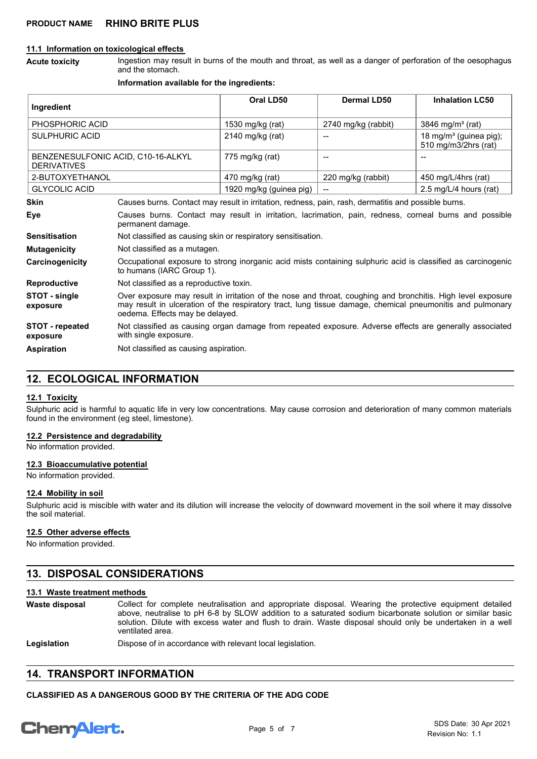### 11.1 Information on toxicological effects

**Acute toxicity**: Ingestion may result in burns of the mouth and throat, as well as a danger of perforation of the oesophagus and the stomach.

**Information available for the ingredients:**

| Ingredient | Oral LD50 | Dermal LD50 | Inhalation LC50 |
|---|---|---|---|
| PHOSPHORIC ACID | 1530 mg/kg (rat) | 2740 mg/kg (rabbit) | 3846 mg/m³ (rat) |
| SULPHURIC ACID | 2140 mg/kg (rat) | -- | 18 mg/m³ (guinea pig); 510 mg/m3/2hrs (rat) |
| BENZENESULFONIC ACID, C10-16-ALKYL DERIVATIVES | 775 mg/kg (rat) | -- | -- |
| 2-BUTOXYETHANOL | 470 mg/kg (rat) | 220 mg/kg (rabbit) | 450 mg/L/4hrs (rat) |
| GLYCOLIC ACID | 1920 mg/kg (guinea pig) | -- | 2.5 mg/L/4 hours (rat) |

**Skin**: Causes burns. Contact may result in irritation, redness, pain, rash, dermatitis and possible burns.

**Eye**: Causes burns. Contact may result in irritation, lacrimation, pain, redness, corneal burns and possible permanent damage.

**Sensitisation**: Not classified as causing skin or respiratory sensitisation.

**Mutagenicity**: Not classified as a mutagen.

**Carcinogenicity**: Occupational exposure to strong inorganic acid mists containing sulphuric acid is classified as carcinogenic to humans (IARC Group 1).

**Reproductive**: Not classified as a reproductive toxin.

**STOT - single exposure**: Over exposure may result in irritation of the nose and throat, coughing and bronchitis. High level exposure may result in ulceration of the respiratory tract, lung tissue damage, chemical pneumonitis and pulmonary oedema. Effects may be delayed.

**STOT - repeated exposure**: Not classified as causing organ damage from repeated exposure. Adverse effects are generally associated with single exposure.

**Aspiration**: Not classified as causing aspiration.

## 12. ECOLOGICAL INFORMATION

### 12.1 Toxicity

Sulphuric acid is harmful to aquatic life in very low concentrations. May cause corrosion and deterioration of many common materials found in the environment (eg steel, limestone).

### 12.2 Persistence and degradability

No information provided.

### 12.3 Bioaccumulative potential

No information provided.

### 12.4 Mobility in soil

Sulphuric acid is miscible with water and its dilution will increase the velocity of downward movement in the soil where it may dissolve the soil material.

### 12.5 Other adverse effects

No information provided.

## 13. DISPOSAL CONSIDERATIONS

### 13.1 Waste treatment methods

**Waste disposal**: Collect for complete neutralisation and appropriate disposal. Wearing the protective equipment detailed above, neutralise to pH 6-8 by SLOW addition to a saturated sodium bicarbonate solution or similar basic solution. Dilute with excess water and flush to drain. Waste disposal should only be undertaken in a well ventilated area.

**Legislation**: Dispose of in accordance with relevant local legislation.

## 14. TRANSPORT INFORMATION

**CLASSIFIED AS A DANGEROUS GOOD BY THE CRITERIA OF THE ADG CODE**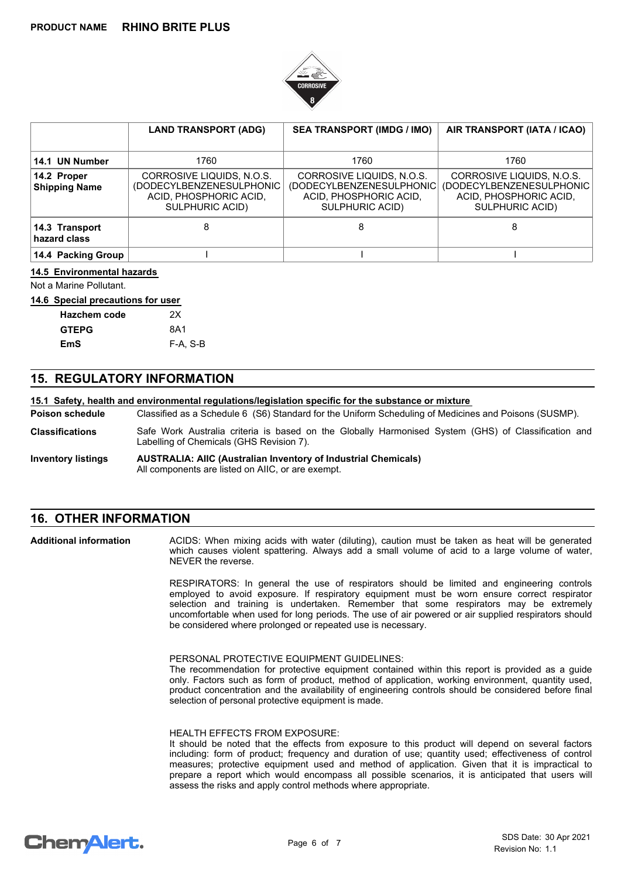| | LAND TRANSPORT (ADG) | SEA TRANSPORT (IMDG / IMO) | AIR TRANSPORT (IATA / ICAO) |
|---|---|---|---|
| 14.1 UN Number | 1760 | 1760 | 1760 |
| 14.2 Proper Shipping Name | CORROSIVE LIQUIDS, N.O.S. (DODECYLBENZENESULPHONIC ACID, PHOSPHORIC ACID, SULPHURIC ACID) | CORROSIVE LIQUIDS, N.O.S. (DODECYLBENZENESULPHONIC ACID, PHOSPHORIC ACID, SULPHURIC ACID) | CORROSIVE LIQUIDS, N.O.S. (DODECYLBENZENESULPHONIC ACID, PHOSPHORIC ACID, SULPHURIC ACID) |
| 14.3 Transport hazard class | 8 | 8 | 8 |
| 14.4 Packing Group | I | I | I |

**14.5 Environmental hazards**

Not a Marine Pollutant.

**14.6 Special precautions for user**

| | |
|---|---|
| **Hazchem code** | 2X |
| **GTEPG** | 8A1 |
| **EmS** | F-A, S-B |

## 15. REGULATORY INFORMATION

**15.1 Safety, health and environmental regulations/legislation specific for the substance or mixture**

**Poison schedule** Classified as a Schedule 6 (S6) Standard for the Uniform Scheduling of Medicines and Poisons (SUSMP).

**Classifications** Safe Work Australia criteria is based on the Globally Harmonised System (GHS) of Classification and Labelling of Chemicals (GHS Revision 7).

**Inventory listings** **AUSTRALIA: AIIC (Australian Inventory of Industrial Chemicals)**
All components are listed on AIIC, or are exempt.

## 16. OTHER INFORMATION

**Additional information**

ACIDS: When mixing acids with water (diluting), caution must be taken as heat will be generated which causes violent spattering. Always add a small volume of acid to a large volume of water, NEVER the reverse.

RESPIRATORS: In general the use of respirators should be limited and engineering controls employed to avoid exposure. If respiratory equipment must be worn ensure correct respirator selection and training is undertaken. Remember that some respirators may be extremely uncomfortable when used for long periods. The use of air powered or air supplied respirators should be considered where prolonged or repeated use is necessary.

PERSONAL PROTECTIVE EQUIPMENT GUIDELINES:
The recommendation for protective equipment contained within this report is provided as a guide only. Factors such as form of product, method of application, working environment, quantity used, product concentration and the availability of engineering controls should be considered before final selection of personal protective equipment is made.

HEALTH EFFECTS FROM EXPOSURE:
It should be noted that the effects from exposure to this product will depend on several factors including: form of product; frequency and duration of use; quantity used; effectiveness of control measures; protective equipment used and method of application. Given that it is impractical to prepare a report which would encompass all possible scenarios, it is anticipated that users will assess the risks and apply control methods where appropriate.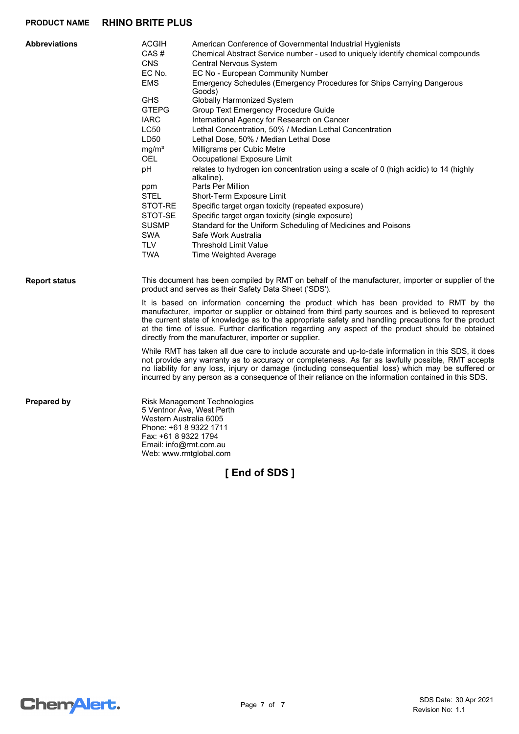**PRODUCT NAME** **RHINO BRITE PLUS**

**Abbreviations**

| | |
|---|---|
| ACGIH | American Conference of Governmental Industrial Hygienists |
| CAS # | Chemical Abstract Service number - used to uniquely identify chemical compounds |
| CNS | Central Nervous System |
| EC No. | EC No - European Community Number |
| EMS | Emergency Schedules (Emergency Procedures for Ships Carrying Dangerous Goods) |
| GHS | Globally Harmonized System |
| GTEPG | Group Text Emergency Procedure Guide |
| IARC | International Agency for Research on Cancer |
| LC50 | Lethal Concentration, 50% / Median Lethal Concentration |
| LD50 | Lethal Dose, 50% / Median Lethal Dose |
| $mg/m^3$ | Milligrams per Cubic Metre |
| OEL | Occupational Exposure Limit |
| pH | relates to hydrogen ion concentration using a scale of 0 (high acidic) to 14 (highly alkaline). |
| ppm | Parts Per Million |
| STEL | Short-Term Exposure Limit |
| STOT-RE | Specific target organ toxicity (repeated exposure) |
| STOT-SE | Specific target organ toxicity (single exposure) |
| SUSMP | Standard for the Uniform Scheduling of Medicines and Poisons |
| SWA | Safe Work Australia |
| TLV | Threshold Limit Value |
| TWA | Time Weighted Average |

**Report status**

This document has been compiled by RMT on behalf of the manufacturer, importer or supplier of the product and serves as their Safety Data Sheet ('SDS').

It is based on information concerning the product which has been provided to RMT by the manufacturer, importer or supplier or obtained from third party sources and is believed to represent the current state of knowledge as to the appropriate safety and handling precautions for the product at the time of issue. Further clarification regarding any aspect of the product should be obtained directly from the manufacturer, importer or supplier.

While RMT has taken all due care to include accurate and up-to-date information in this SDS, it does not provide any warranty as to accuracy or completeness. As far as lawfully possible, RMT accepts no liability for any loss, injury or damage (including consequential loss) which may be suffered or incurred by any person as a consequence of their reliance on the information contained in this SDS.

**Prepared by**

Risk Management Technologies
5 Ventnor Ave, West Perth
Western Australia 6005
Phone: +61 8 9322 1711
Fax: +61 8 9322 1794
Email: info@rmt.com.au
Web: www.rmtglobal.com

**[ End of SDS ]**

SDS Date: 30 Apr 2021
Revision No: 1.1